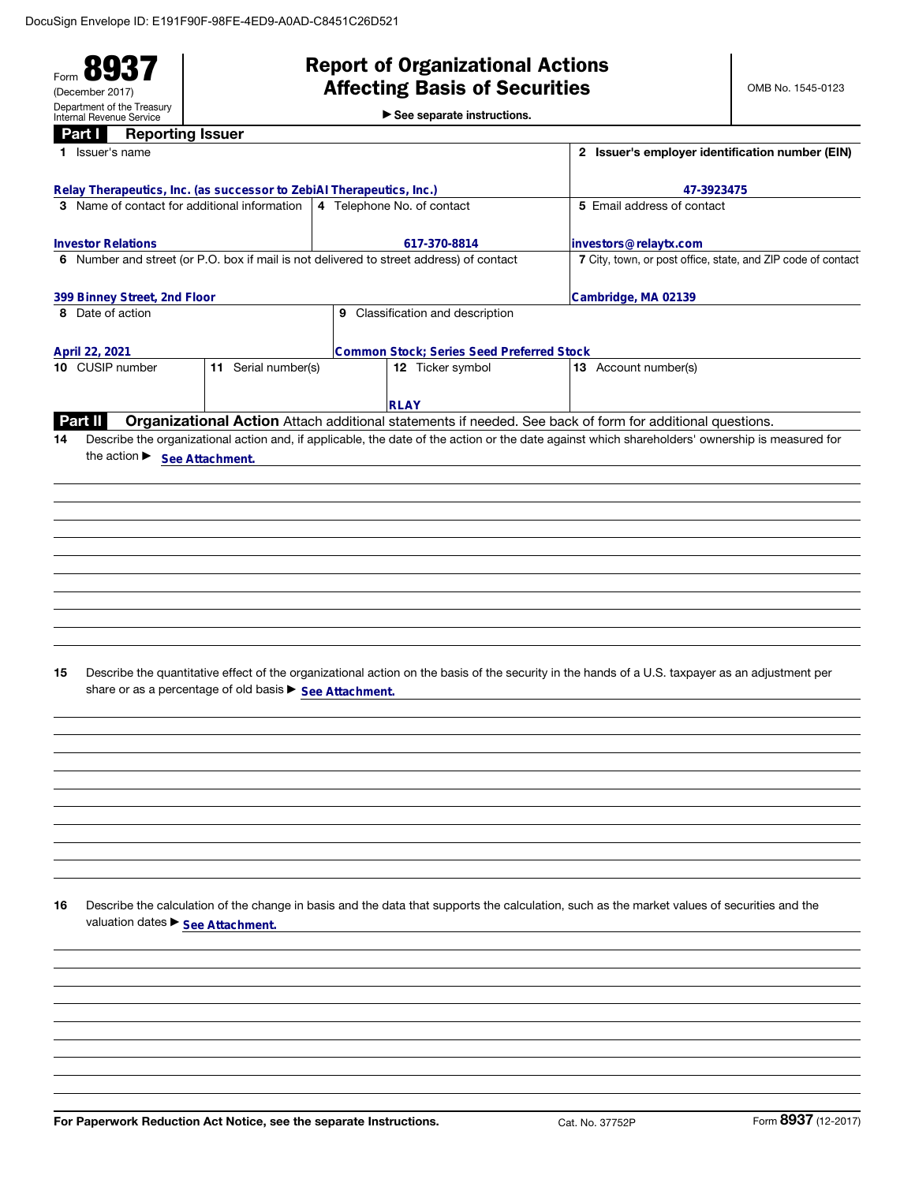DocuSign Envelope ID: E191F90F-98FE-4ED9-A0AD-C8451C26D521

Form **8937**
(December 2017)
Department of the Treasury
Internal Revenue Service

# Report of Organizational Actions Affecting Basis of Securities

► See separate instructions.

OMB No. 1545-0123

## Part I Reporting Issuer

| 1 Issuer's name | | | 2 Issuer's employer identification number (EIN) |
|---|---|---|---|
| Relay Therapeutics, Inc. (as successor to ZebiAI Therapeutics, Inc.) | | | 47-3923475 |
| 3 Name of contact for additional information | 4 Telephone No. of contact | | 5 Email address of contact |
| Investor Relations | 617-370-8814 | | investors@relaytx.com |
| 6 Number and street (or P.O. box if mail is not delivered to street address) of contact | | | 7 City, town, or post office, state, and ZIP code of contact |
| 399 Binney Street, 2nd Floor | | | Cambridge, MA 02139 |
| 8 Date of action | 9 Classification and description | | |
| April 22, 2021 | Common Stock; Series Seed Preferred Stock | | |
| 10 CUSIP number | 11 Serial number(s) | 12 Ticker symbol | 13 Account number(s) |
| | | RLAY | |

## Part II Organizational Action

Attach additional statements if needed. See back of form for additional questions.

**14** Describe the organizational action and, if applicable, the date of the action or the date against which shareholders' ownership is measured for the action ► See Attachment.

**15** Describe the quantitative effect of the organizational action on the basis of the security in the hands of a U.S. taxpayer as an adjustment per share or as a percentage of old basis ► See Attachment.

**16** Describe the calculation of the change in basis and the data that supports the calculation, such as the market values of securities and the valuation dates ► See Attachment.

For Paperwork Reduction Act Notice, see the separate Instructions. Cat. No. 37752P Form **8937** (12-2017)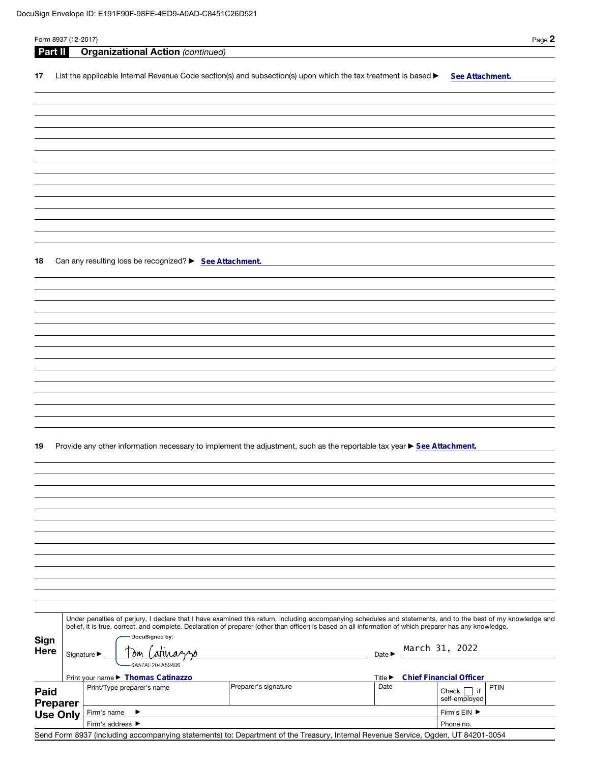DocuSign Envelope ID: E191F90F-98FE-4ED9-A0AD-C8451C26D521

Form 8937 (12-2017)

## Part II Organizational Action *(continued)*

**17** List the applicable Internal Revenue Code section(s) and subsection(s) upon which the tax treatment is based ▶ **See Attachment.**

**18** Can any resulting loss be recognized? ▶ **See Attachment.**

**19** Provide any other information necessary to implement the adjustment, such as the reportable tax year ▶ **See Attachment.**

**Sign Here**

Under penalties of perjury, I declare that I have examined this return, including accompanying schedules and statements, and to the best of my knowledge and belief, it is true, correct, and complete. Declaration of preparer (other than officer) is based on all information of which preparer has any knowledge.

Signature ▶ DocuSigned by: Tom Catinazzo 6A57AE204A59486

Date ▶ March 31, 2022

Print your name ▶ **Thomas Catinazzo**

Title ▶ **Chief Financial Officer**

**Paid Preparer Use Only**

| Print/Type preparer's name | Preparer's signature | Date | Check ☐ if self-employed | PTIN |
|---|---|---|---|---|
| | | | | |
| Firm's name ▶ | | | Firm's EIN ▶ | |
| Firm's address ▶ | | | Phone no. | |

Send Form 8937 (including accompanying statements) to: Department of the Treasury, Internal Revenue Service, Ogden, UT 84201-0054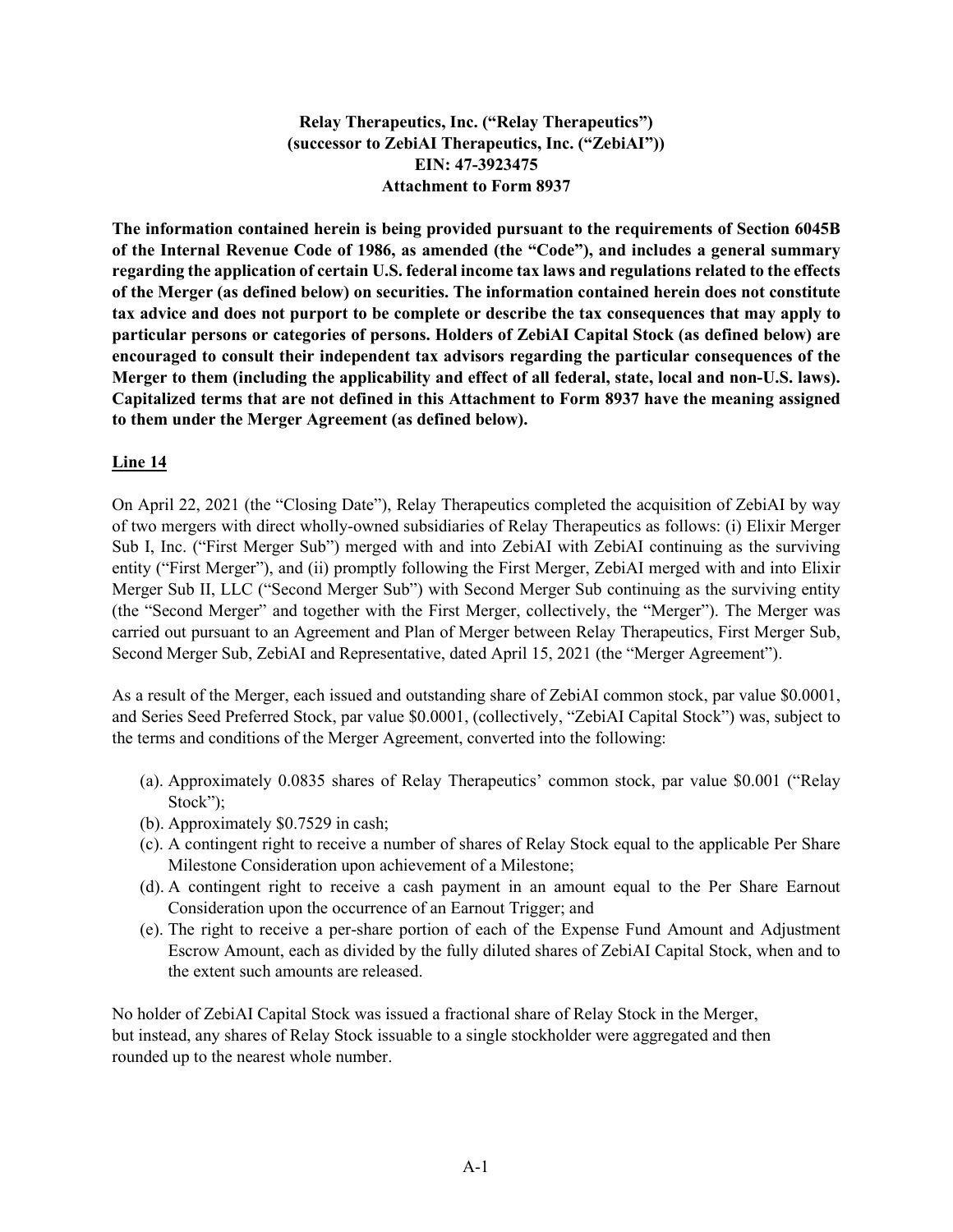**Relay Therapeutics, Inc. ("Relay Therapeutics")**
**(successor to ZebiAI Therapeutics, Inc. ("ZebiAI"))**
**EIN: 47-3923475**
**Attachment to Form 8937**

**The information contained herein is being provided pursuant to the requirements of Section 6045B of the Internal Revenue Code of 1986, as amended (the "Code"), and includes a general summary regarding the application of certain U.S. federal income tax laws and regulations related to the effects of the Merger (as defined below) on securities. The information contained herein does not constitute tax advice and does not purport to be complete or describe the tax consequences that may apply to particular persons or categories of persons. Holders of ZebiAI Capital Stock (as defined below) are encouraged to consult their independent tax advisors regarding the particular consequences of the Merger to them (including the applicability and effect of all federal, state, local and non-U.S. laws). Capitalized terms that are not defined in this Attachment to Form 8937 have the meaning assigned to them under the Merger Agreement (as defined below).**

**Line 14**

On April 22, 2021 (the "Closing Date"), Relay Therapeutics completed the acquisition of ZebiAI by way of two mergers with direct wholly-owned subsidiaries of Relay Therapeutics as follows: (i) Elixir Merger Sub I, Inc. ("First Merger Sub") merged with and into ZebiAI with ZebiAI continuing as the surviving entity ("First Merger"), and (ii) promptly following the First Merger, ZebiAI merged with and into Elixir Merger Sub II, LLC ("Second Merger Sub") with Second Merger Sub continuing as the surviving entity (the "Second Merger" and together with the First Merger, collectively, the "Merger"). The Merger was carried out pursuant to an Agreement and Plan of Merger between Relay Therapeutics, First Merger Sub, Second Merger Sub, ZebiAI and Representative, dated April 15, 2021 (the "Merger Agreement").

As a result of the Merger, each issued and outstanding share of ZebiAI common stock, par value $0.0001, and Series Seed Preferred Stock, par value $0.0001, (collectively, "ZebiAI Capital Stock") was, subject to the terms and conditions of the Merger Agreement, converted into the following:

(a). Approximately 0.0835 shares of Relay Therapeutics' common stock, par value $0.001 ("Relay Stock");
(b). Approximately $0.7529 in cash;
(c). A contingent right to receive a number of shares of Relay Stock equal to the applicable Per Share Milestone Consideration upon achievement of a Milestone;
(d). A contingent right to receive a cash payment in an amount equal to the Per Share Earnout Consideration upon the occurrence of an Earnout Trigger; and
(e). The right to receive a per-share portion of each of the Expense Fund Amount and Adjustment Escrow Amount, each as divided by the fully diluted shares of ZebiAI Capital Stock, when and to the extent such amounts are released.

No holder of ZebiAI Capital Stock was issued a fractional share of Relay Stock in the Merger, but instead, any shares of Relay Stock issuable to a single stockholder were aggregated and then rounded up to the nearest whole number.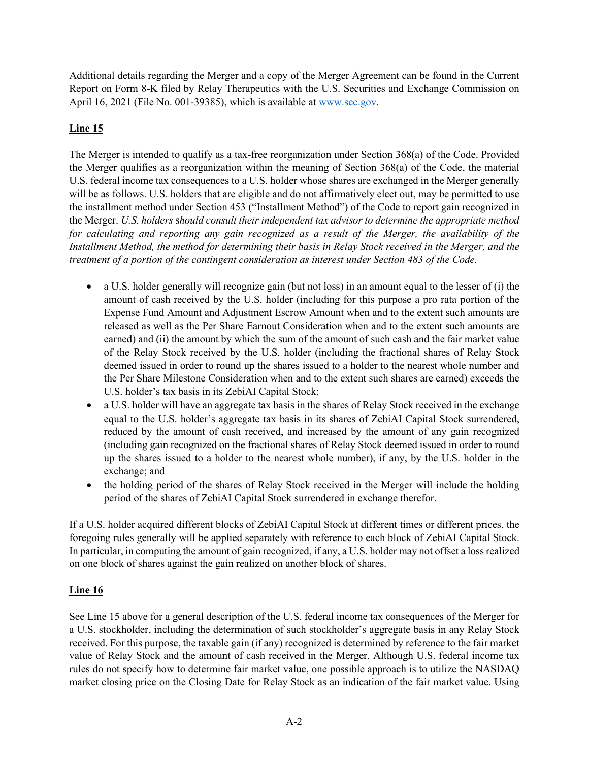Additional details regarding the Merger and a copy of the Merger Agreement can be found in the Current Report on Form 8-K filed by Relay Therapeutics with the U.S. Securities and Exchange Commission on April 16, 2021 (File No. 001-39385), which is available at www.sec.gov.

**Line 15**

The Merger is intended to qualify as a tax-free reorganization under Section 368(a) of the Code. Provided the Merger qualifies as a reorganization within the meaning of Section 368(a) of the Code, the material U.S. federal income tax consequences to a U.S. holder whose shares are exchanged in the Merger generally will be as follows. U.S. holders that are eligible and do not affirmatively elect out, may be permitted to use the installment method under Section 453 ("Installment Method") of the Code to report gain recognized in the Merger. *U.S. holders should consult their independent tax advisor to determine the appropriate method for calculating and reporting any gain recognized as a result of the Merger, the availability of the Installment Method, the method for determining their basis in Relay Stock received in the Merger, and the treatment of a portion of the contingent consideration as interest under Section 483 of the Code.*

- a U.S. holder generally will recognize gain (but not loss) in an amount equal to the lesser of (i) the amount of cash received by the U.S. holder (including for this purpose a pro rata portion of the Expense Fund Amount and Adjustment Escrow Amount when and to the extent such amounts are released as well as the Per Share Earnout Consideration when and to the extent such amounts are earned) and (ii) the amount by which the sum of the amount of such cash and the fair market value of the Relay Stock received by the U.S. holder (including the fractional shares of Relay Stock deemed issued in order to round up the shares issued to a holder to the nearest whole number and the Per Share Milestone Consideration when and to the extent such shares are earned) exceeds the U.S. holder's tax basis in its ZebiAI Capital Stock;
- a U.S. holder will have an aggregate tax basis in the shares of Relay Stock received in the exchange equal to the U.S. holder's aggregate tax basis in its shares of ZebiAI Capital Stock surrendered, reduced by the amount of cash received, and increased by the amount of any gain recognized (including gain recognized on the fractional shares of Relay Stock deemed issued in order to round up the shares issued to a holder to the nearest whole number), if any, by the U.S. holder in the exchange; and
- the holding period of the shares of Relay Stock received in the Merger will include the holding period of the shares of ZebiAI Capital Stock surrendered in exchange therefor.

If a U.S. holder acquired different blocks of ZebiAI Capital Stock at different times or different prices, the foregoing rules generally will be applied separately with reference to each block of ZebiAI Capital Stock. In particular, in computing the amount of gain recognized, if any, a U.S. holder may not offset a loss realized on one block of shares against the gain realized on another block of shares.

**Line 16**

See Line 15 above for a general description of the U.S. federal income tax consequences of the Merger for a U.S. stockholder, including the determination of such stockholder's aggregate basis in any Relay Stock received. For this purpose, the taxable gain (if any) recognized is determined by reference to the fair market value of Relay Stock and the amount of cash received in the Merger. Although U.S. federal income tax rules do not specify how to determine fair market value, one possible approach is to utilize the NASDAQ market closing price on the Closing Date for Relay Stock as an indication of the fair market value. Using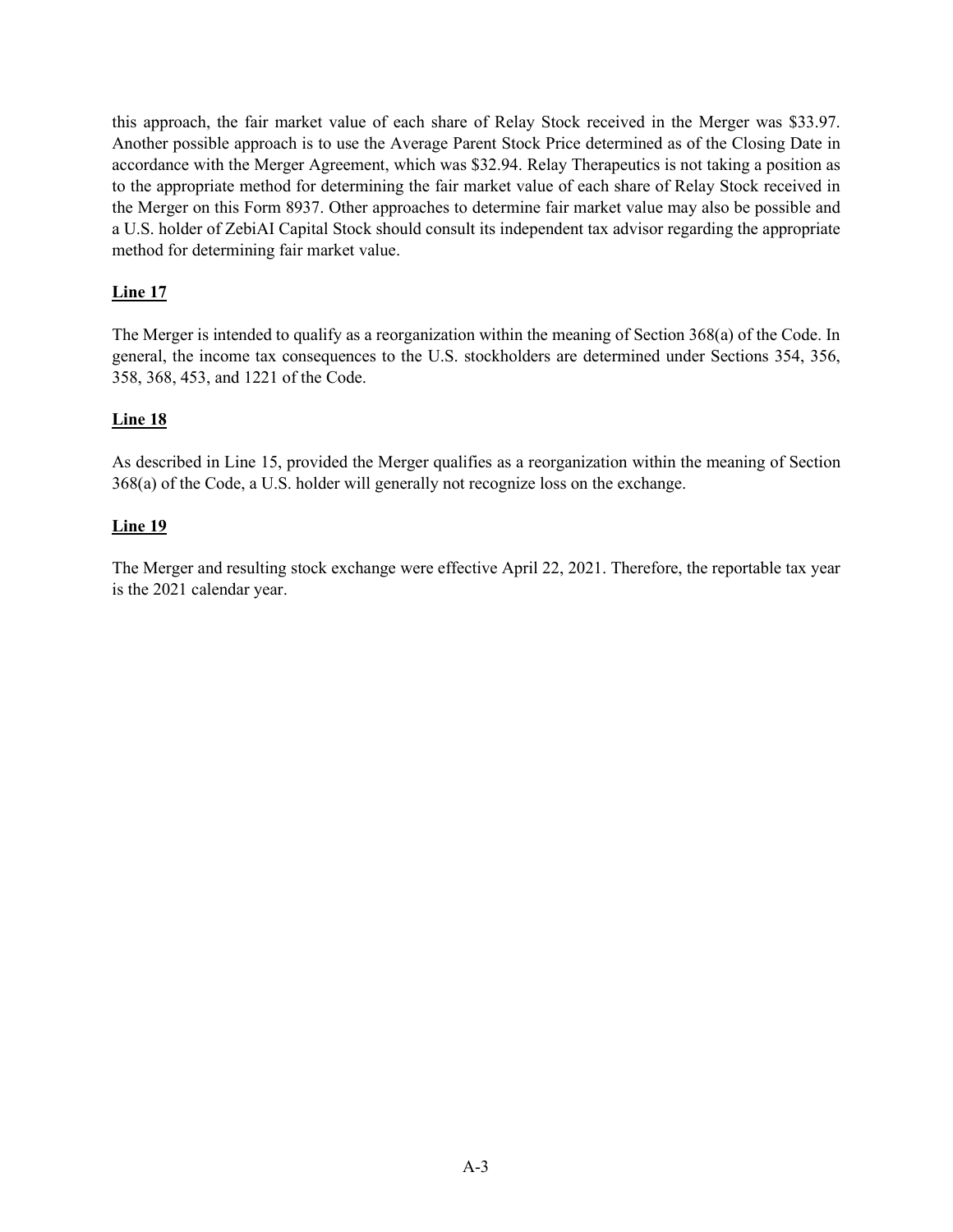this approach, the fair market value of each share of Relay Stock received in the Merger was $33.97. Another possible approach is to use the Average Parent Stock Price determined as of the Closing Date in accordance with the Merger Agreement, which was $32.94. Relay Therapeutics is not taking a position as to the appropriate method for determining the fair market value of each share of Relay Stock received in the Merger on this Form 8937. Other approaches to determine fair market value may also be possible and a U.S. holder of ZebiAI Capital Stock should consult its independent tax advisor regarding the appropriate method for determining fair market value.

**Line 17**

The Merger is intended to qualify as a reorganization within the meaning of Section 368(a) of the Code. In general, the income tax consequences to the U.S. stockholders are determined under Sections 354, 356, 358, 368, 453, and 1221 of the Code.

**Line 18**

As described in Line 15, provided the Merger qualifies as a reorganization within the meaning of Section 368(a) of the Code, a U.S. holder will generally not recognize loss on the exchange.

**Line 19**

The Merger and resulting stock exchange were effective April 22, 2021. Therefore, the reportable tax year is the 2021 calendar year.